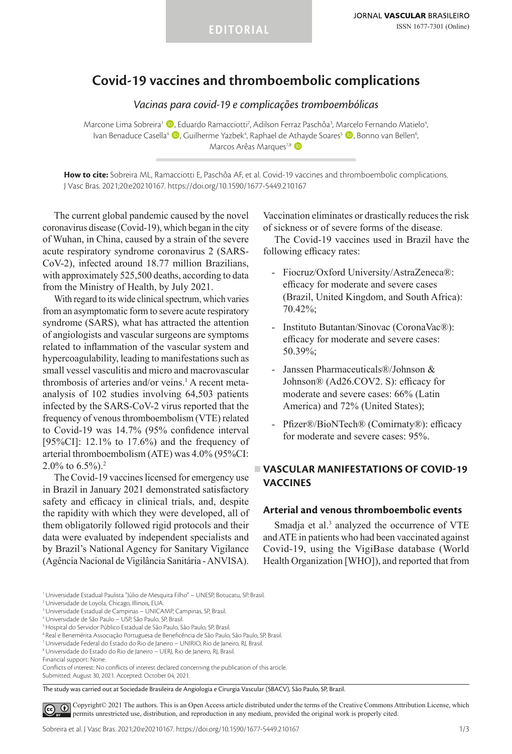EDITORIAL

# Covid-19 vaccines and thromboembolic complications

*Vacinas para covid-19 e complicações tromboembólicas*

Marcone Lima Sobreira[1], Eduardo Ramacciotti[2], Adilson Ferraz Paschôa[3], Marcelo Fernando Matielo[4], Ivan Benaduce Casella[4], Guilherme Yazbek[4], Raphael de Athayde Soares[5], Bonno van Bellen[6], Marcos Arêas Marques[7,8]

**How to cite:** Sobreira ML, Ramacciotti E, Paschôa AF, et al. Covid-19 vaccines and thromboembolic complications. J Vasc Bras. 2021;20:e20210167. https://doi.org/10.1590/1677-5449.210167

The current global pandemic caused by the novel coronavirus disease (Covid-19), which began in the city of Wuhan, in China, caused by a strain of the severe acute respiratory syndrome coronavirus 2 (SARS-CoV-2), infected around 18.77 million Brazilians, with approximately 525,500 deaths, according to data from the Ministry of Health, by July 2021.

With regard to its wide clinical spectrum, which varies from an asymptomatic form to severe acute respiratory syndrome (SARS), what has attracted the attention of angiologists and vascular surgeons are symptoms related to inflammation of the vascular system and hypercoagulability, leading to manifestations such as small vessel vasculitis and micro and macrovascular thrombosis of arteries and/or veins.[1] A recent meta-analysis of 102 studies involving 64,503 patients infected by the SARS-CoV-2 virus reported that the frequency of venous thromboembolism (VTE) related to Covid-19 was 14.7% (95% confidence interval [95%CI]: 12.1% to 17.6%) and the frequency of arterial thromboembolism (ATE) was 4.0% (95%CI: 2.0% to 6.5%).[2]

The Covid-19 vaccines licensed for emergency use in Brazil in January 2021 demonstrated satisfactory safety and efficacy in clinical trials, and, despite the rapidity with which they were developed, all of them obligatorily followed rigid protocols and their data were evaluated by independent specialists and by Brazil's National Agency for Sanitary Vigilance (Agência Nacional de Vigilância Sanitária - ANVISA). Vaccination eliminates or drastically reduces the risk of sickness or of severe forms of the disease.

The Covid-19 vaccines used in Brazil have the following efficacy rates:

- Fiocruz/Oxford University/AstraZeneca®: efficacy for moderate and severe cases (Brazil, United Kingdom, and South Africa): 70.42%;
- Instituto Butantan/Sinovac (CoronaVac®): efficacy for moderate and severe cases: 50.39%;
- Janssen Pharmaceuticals®/Johnson & Johnson® (Ad26.COV2. S): efficacy for moderate and severe cases: 66% (Latin America) and 72% (United States);
- Pfizer®/BioNTech® (Comirnaty®): efficacy for moderate and severe cases: 95%.

## VASCULAR MANIFESTATIONS OF COVID-19 VACCINES

### Arterial and venous thromboembolic events

Smadja et al.[3] analyzed the occurrence of VTE and ATE in patients who had been vaccinated against Covid-19, using the VigiBase database (World Health Organization [WHO]), and reported that from

[1] Universidade Estadual Paulista "Júlio de Mesquita Filho" – UNESP, Botucatu, SP, Brasil.
[2] Universidade de Loyola, Chicago, Illinois, EUA.
[3] Universidade Estadual de Campinas – UNICAMP, Campinas, SP, Brasil.
[4] Universidade de São Paulo – USP, São Paulo, SP, Brasil.
[5] Hospital do Servidor Público Estadual de São Paulo, São Paulo, SP, Brasil.
[6] Real e Benemérita Associação Portuguesa de Beneficência de São Paulo, São Paulo, SP, Brasil.
[7] Universidade Federal do Estado do Rio de Janeiro – UNIRIO, Rio de Janeiro, RJ, Brasil.
[8] Universidade do Estado do Rio de Janeiro – UERJ, Rio de Janeiro, RJ, Brasil.
Financial support: None.
Conflicts of interest: No conflicts of interest declared concerning the publication of this article.
Submitted: August 30, 2021. Accepted: October 04, 2021.

The study was carried out at Sociedade Brasileira de Angiologia e Cirurgia Vascular (SBACV), São Paulo, SP, Brazil.

Copyright© 2021 The authors. This is an Open Access article distributed under the terms of the Creative Commons Attribution License, which permits unrestricted use, distribution, and reproduction in any medium, provided the original work is properly cited.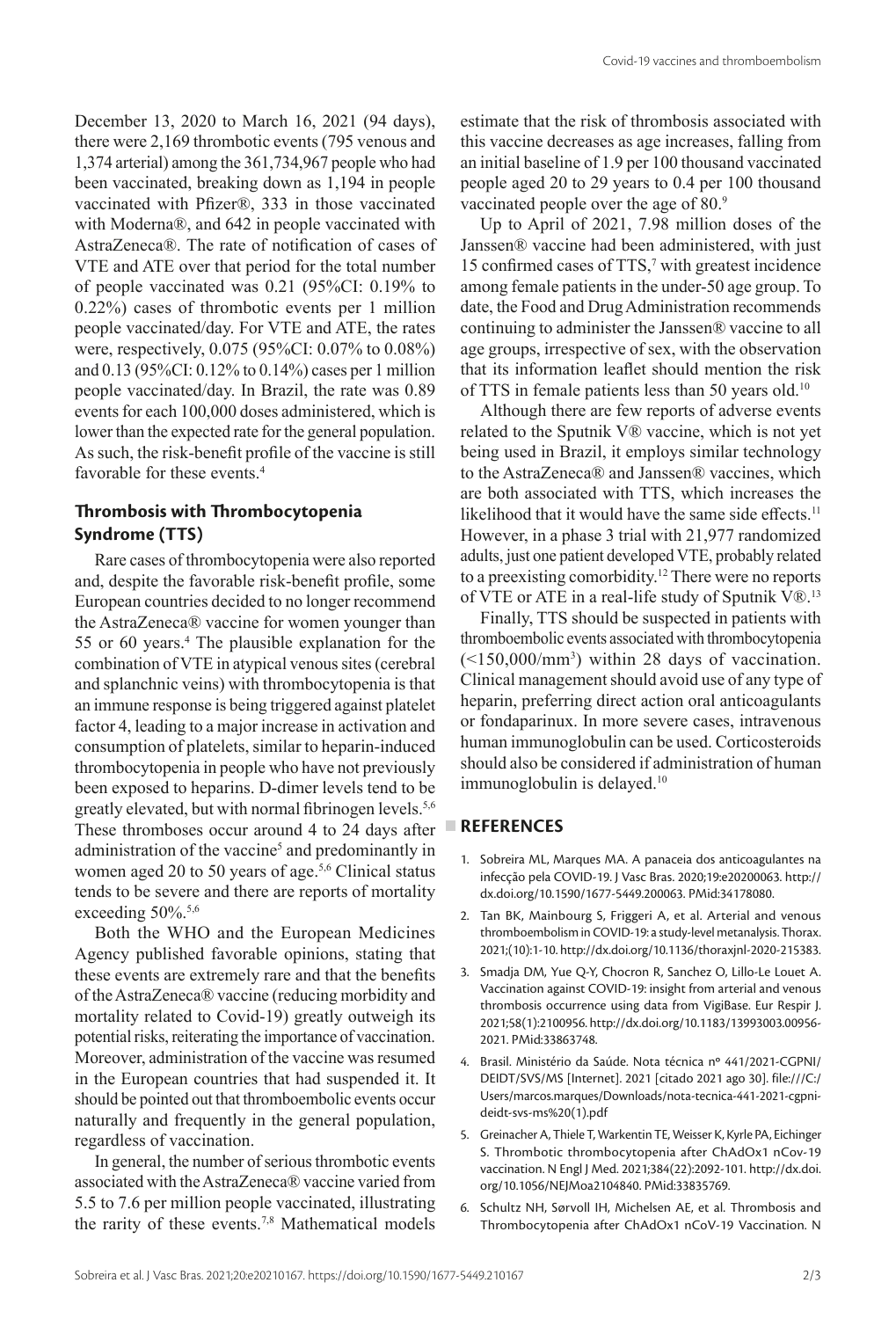December 13, 2020 to March 16, 2021 (94 days), there were 2,169 thrombotic events (795 venous and 1,374 arterial) among the 361,734,967 people who had been vaccinated, breaking down as 1,194 in people vaccinated with Pfizer®, 333 in those vaccinated with Moderna®, and 642 in people vaccinated with AstraZeneca®. The rate of notification of cases of VTE and ATE over that period for the total number of people vaccinated was 0.21 (95%CI: 0.19% to 0.22%) cases of thrombotic events per 1 million people vaccinated/day. For VTE and ATE, the rates were, respectively, 0.075 (95%CI: 0.07% to 0.08%) and 0.13 (95%CI: 0.12% to 0.14%) cases per 1 million people vaccinated/day. In Brazil, the rate was 0.89 events for each 100,000 doses administered, which is lower than the expected rate for the general population. As such, the risk-benefit profile of the vaccine is still favorable for these events.[4]

## Thrombosis with Thrombocytopenia Syndrome (TTS)

Rare cases of thrombocytopenia were also reported and, despite the favorable risk-benefit profile, some European countries decided to no longer recommend the AstraZeneca® vaccine for women younger than 55 or 60 years.[4] The plausible explanation for the combination of VTE in atypical venous sites (cerebral and splanchnic veins) with thrombocytopenia is that an immune response is being triggered against platelet factor 4, leading to a major increase in activation and consumption of platelets, similar to heparin-induced thrombocytopenia in people who have not previously been exposed to heparins. D-dimer levels tend to be greatly elevated, but with normal fibrinogen levels.[5,6] These thromboses occur around 4 to 24 days after administration of the vaccine[5] and predominantly in women aged 20 to 50 years of age.[5,6] Clinical status tends to be severe and there are reports of mortality exceeding 50%.[5,6]

Both the WHO and the European Medicines Agency published favorable opinions, stating that these events are extremely rare and that the benefits of the AstraZeneca® vaccine (reducing morbidity and mortality related to Covid-19) greatly outweigh its potential risks, reiterating the importance of vaccination. Moreover, administration of the vaccine was resumed in the European countries that had suspended it. It should be pointed out that thromboembolic events occur naturally and frequently in the general population, regardless of vaccination.

In general, the number of serious thrombotic events associated with the AstraZeneca® vaccine varied from 5.5 to 7.6 per million people vaccinated, illustrating the rarity of these events.[7,8] Mathematical models estimate that the risk of thrombosis associated with this vaccine decreases as age increases, falling from an initial baseline of 1.9 per 100 thousand vaccinated people aged 20 to 29 years to 0.4 per 100 thousand vaccinated people over the age of 80.[9]

Up to April of 2021, 7.98 million doses of the Janssen® vaccine had been administered, with just 15 confirmed cases of TTS,[7] with greatest incidence among female patients in the under-50 age group. To date, the Food and Drug Administration recommends continuing to administer the Janssen® vaccine to all age groups, irrespective of sex, with the observation that its information leaflet should mention the risk of TTS in female patients less than 50 years old.[10]

Although there are few reports of adverse events related to the Sputnik V® vaccine, which is not yet being used in Brazil, it employs similar technology to the AstraZeneca® and Janssen® vaccines, which are both associated with TTS, which increases the likelihood that it would have the same side effects.[11] However, in a phase 3 trial with 21,977 randomized adults, just one patient developed VTE, probably related to a preexisting comorbidity.[12] There were no reports of VTE or ATE in a real-life study of Sputnik V®.[13]

Finally, TTS should be suspected in patients with thromboembolic events associated with thrombocytopenia (<150,000/mm$^3$) within 28 days of vaccination. Clinical management should avoid use of any type of heparin, preferring direct action oral anticoagulants or fondaparinux. In more severe cases, intravenous human immunoglobulin can be used. Corticosteroids should also be considered if administration of human immunoglobulin is delayed.[10]

## REFERENCES

1. Sobreira ML, Marques MA. A panaceia dos anticoagulantes na infecção pela COVID-19. J Vasc Bras. 2020;19:e20200063. http://dx.doi.org/10.1590/1677-5449.200063. PMid:34178080.
2. Tan BK, Mainbourg S, Friggeri A, et al. Arterial and venous thromboembolism in COVID-19: a study-level metanalysis. Thorax. 2021;(10):1-10. http://dx.doi.org/10.1136/thoraxjnl-2020-215383.
3. Smadja DM, Yue Q-Y, Chocron R, Sanchez O, Lillo-Le Louet A. Vaccination against COVID-19: insight from arterial and venous thrombosis occurrence using data from VigiBase. Eur Respir J. 2021;58(1):2100956. http://dx.doi.org/10.1183/13993003.00956-2021. PMid:33863748.
4. Brasil. Ministério da Saúde. Nota técnica nº 441/2021-CGPNI/DEIDT/SVS/MS [Internet]. 2021 [citado 2021 ago 30]. file:///C:/Users/marcos.marques/Downloads/nota-tecnica-441-2021-cgpni-deidt-svs-ms%20(1).pdf
5. Greinacher A, Thiele T, Warkentin TE, Weisser K, Kyrle PA, Eichinger S. Thrombotic thrombocytopenia after ChAdOx1 nCov-19 vaccination. N Engl J Med. 2021;384(22):2092-101. http://dx.doi.org/10.1056/NEJMoa2104840. PMid:33835769.
6. Schultz NH, Sørvoll IH, Michelsen AE, et al. Thrombosis and Thrombocytopenia after ChAdOx1 nCoV-19 Vaccination. N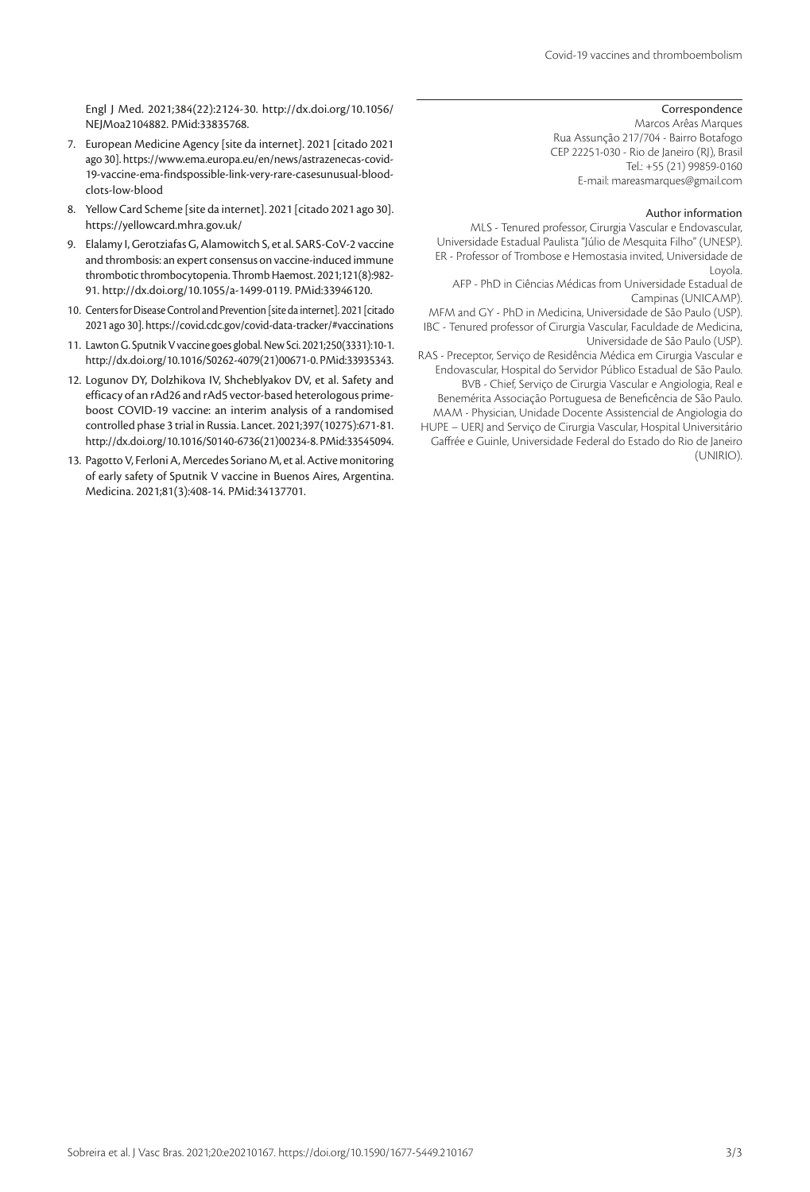Engl J Med. 2021;384(22):2124-30. http://dx.doi.org/10.1056/NEJMoa2104882. PMid:33835768.

7. European Medicine Agency [site da internet]. 2021 [citado 2021 ago 30]. https://www.ema.europa.eu/en/news/astrazenecas-covid-19-vaccine-ema-findspossible-link-very-rare-casesunusual-blood-clots-low-blood
8. Yellow Card Scheme [site da internet]. 2021 [citado 2021 ago 30]. https://yellowcard.mhra.gov.uk/
9. Elalamy I, Gerotziafas G, Alamowitch S, et al. SARS-CoV-2 vaccine and thrombosis: an expert consensus on vaccine-induced immune thrombotic thrombocytopenia. Thromb Haemost. 2021;121(8):982-91. http://dx.doi.org/10.1055/a-1499-0119. PMid:33946120.
10. Centers for Disease Control and Prevention [site da internet]. 2021 [citado 2021 ago 30]. https://covid.cdc.gov/covid-data-tracker/#vaccinations
11. Lawton G. Sputnik V vaccine goes global. New Sci. 2021;250(3331):10-1. http://dx.doi.org/10.1016/S0262-4079(21)00671-0. PMid:33935343.
12. Logunov DY, Dolzhikova IV, Shcheblyakov DV, et al. Safety and efficacy of an rAd26 and rAd5 vector-based heterologous prime-boost COVID-19 vaccine: an interim analysis of a randomised controlled phase 3 trial in Russia. Lancet. 2021;397(10275):671-81. http://dx.doi.org/10.1016/S0140-6736(21)00234-8. PMid:33545094.
13. Pagotto V, Ferloni A, Mercedes Soriano M, et al. Active monitoring of early safety of Sputnik V vaccine in Buenos Aires, Argentina. Medicina. 2021;81(3):408-14. PMid:34137701.

**Correspondence**

Marcos Arêas Marques
Rua Assunção 217/704 - Bairro Botafogo
CEP 22251-030 - Rio de Janeiro (RJ), Brasil
Tel.: +55 (21) 99859-0160
E-mail: mareasmarques@gmail.com

**Author information**

MLS - Tenured professor, Cirurgia Vascular e Endovascular, Universidade Estadual Paulista "Júlio de Mesquita Filho" (UNESP).
ER - Professor of Trombose e Hemostasia invited, Universidade de Loyola.
AFP - PhD in Ciências Médicas from Universidade Estadual de Campinas (UNICAMP).
MFM and GY - PhD in Medicina, Universidade de São Paulo (USP).
IBC - Tenured professor of Cirurgia Vascular, Faculdade de Medicina, Universidade de São Paulo (USP).
RAS - Preceptor, Serviço de Residência Médica em Cirurgia Vascular e Endovascular, Hospital do Servidor Público Estadual de São Paulo.
BVB - Chief, Serviço de Cirurgia Vascular e Angiologia, Real e Benemérita Associação Portuguesa de Beneficência de São Paulo.
MAM - Physician, Unidade Docente Assistencial de Angiologia do HUPE – UERJ and Serviço de Cirurgia Vascular, Hospital Universitário Gaffrée e Guinle, Universidade Federal do Estado do Rio de Janeiro (UNIRIO).